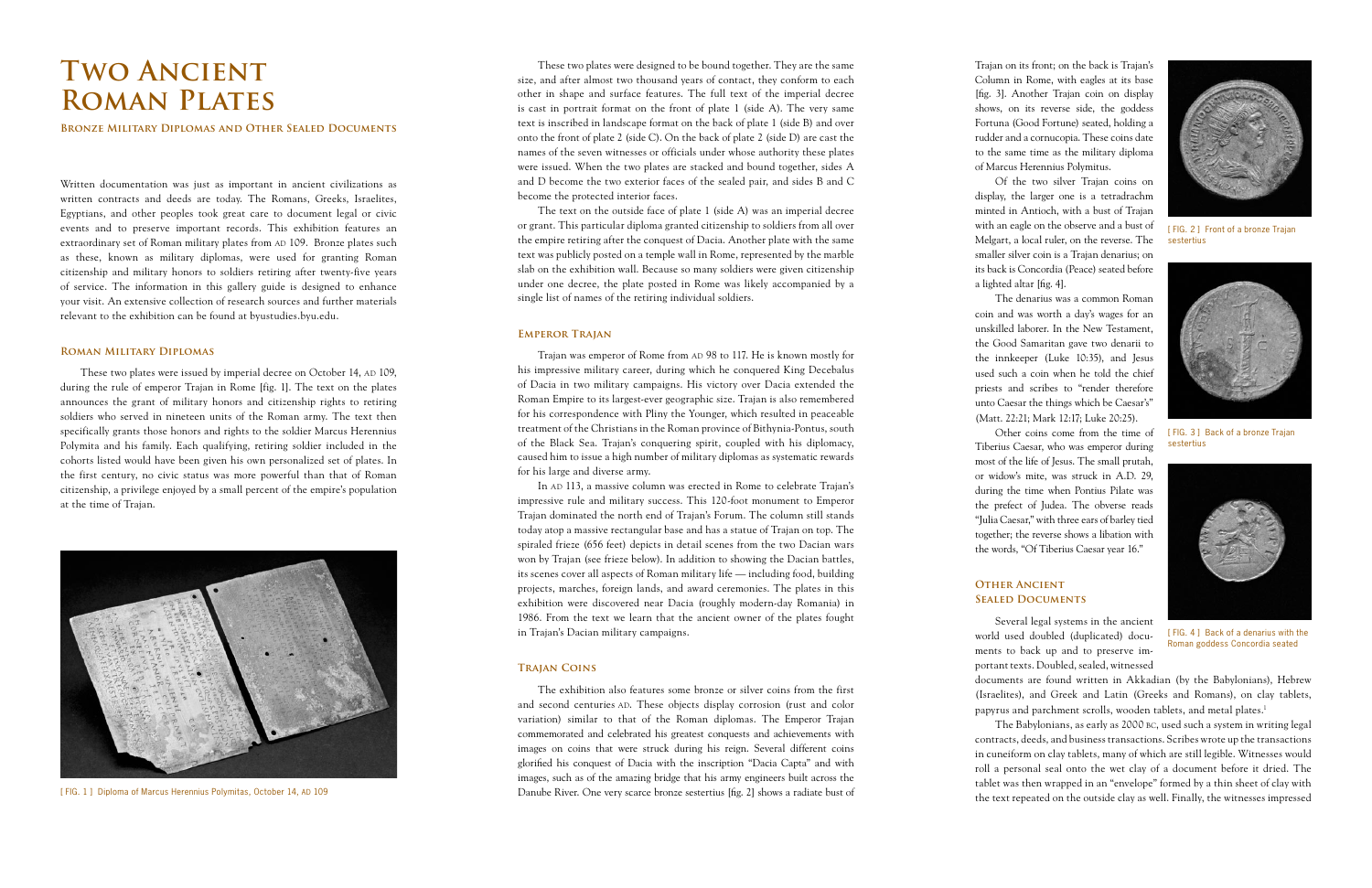# Two Ancient Roman Plates

## Bronze Military Diplomas and Other Sealed Documents

Written documentation was just as important in ancient civilizations as written contracts and deeds are today. The Romans, Greeks, Israelites, Egyptians, and other peoples took great care to document legal or civic events and to preserve important records. This exhibition features an extraordinary set of Roman military plates from AD 109. Bronze plates such as these, known as military diplomas, were used for granting Roman citizenship and military honors to soldiers retiring after twenty-five years of service. The information in this gallery guide is designed to enhance your visit. An extensive collection of research sources and further materials relevant to the exhibition can be found at byustudies.byu.edu.

### Roman Military Diplomas

These two plates were issued by imperial decree on October 14, AD 109, during the rule of emperor Trajan in Rome [fig. 1]. The text on the plates announces the grant of military honors and citizenship rights to retiring soldiers who served in nineteen units of the Roman army. The text then specifically grants those honors and rights to the soldier Marcus Herennius Polymita and his family. Each qualifying, retiring soldier included in the cohorts listed would have been given his own personalized set of plates. In the first century, no civic status was more powerful than that of Roman citizenship, a privilege enjoyed by a small percent of the empire's population at the time of Trajan.

[ FIG. 1 ] Diploma of Marcus Herennius Polymitas, October 14, AD 109

These two plates were designed to be bound together. They are the same size, and after almost two thousand years of contact, they conform to each other in shape and surface features. The full text of the imperial decree is cast in portrait format on the front of plate 1 (side A). The very same text is inscribed in landscape format on the back of plate 1 (side B) and over onto the front of plate 2 (side C). On the back of plate 2 (side D) are cast the names of the seven witnesses or officials under whose authority these plates were issued. When the two plates are stacked and bound together, sides A and D become the two exterior faces of the sealed pair, and sides B and C become the protected interior faces.

The text on the outside face of plate 1 (side A) was an imperial decree or grant. This particular diploma granted citizenship to soldiers from all over the empire retiring after the conquest of Dacia. Another plate with the same text was publicly posted on a temple wall in Rome, represented by the marble slab on the exhibition wall. Because so many soldiers were given citizenship under one decree, the plate posted in Rome was likely accompanied by a single list of names of the retiring individual soldiers.

### Emperor Trajan

Trajan was emperor of Rome from AD 98 to 117. He is known mostly for his impressive military career, during which he conquered King Decebalus of Dacia in two military campaigns. His victory over Dacia extended the Roman Empire to its largest-ever geographic size. Trajan is also remembered for his correspondence with Pliny the Younger, which resulted in peaceable treatment of the Christians in the Roman province of Bithynia-Pontus, south of the Black Sea. Trajan's conquering spirit, coupled with his diplomacy, caused him to issue a high number of military diplomas as systematic rewards for his large and diverse army.

In AD 113, a massive column was erected in Rome to celebrate Trajan's impressive rule and military success. This 120-foot monument to Emperor Trajan dominated the north end of Trajan's Forum. The column still stands today atop a massive rectangular base and has a statue of Trajan on top. The spiraled frieze (656 feet) depicts in detail scenes from the two Dacian wars won by Trajan (see frieze below). In addition to showing the Dacian battles, its scenes cover all aspects of Roman military life — including food, building projects, marches, foreign lands, and award ceremonies. The plates in this exhibition were discovered near Dacia (roughly modern-day Romania) in 1986. From the text we learn that the ancient owner of the plates fought in Trajan's Dacian military campaigns.

### Trajan Coins

The exhibition also features some bronze or silver coins from the first and second centuries AD. These objects display corrosion (rust and color variation) similar to that of the Roman diplomas. The Emperor Trajan commemorated and celebrated his greatest conquests and achievements with images on coins that were struck during his reign. Several different coins glorified his conquest of Dacia with the inscription "Dacia Capta" and with images, such as of the amazing bridge that his army engineers built across the Danube River. One very scarce bronze sestertius [fig. 2] shows a radiate bust of Trajan on its front; on the back is Trajan's Column in Rome, with eagles at its base [fig. 3]. Another Trajan coin on display shows, on its reverse side, the goddess Fortuna (Good Fortune) seated, holding a rudder and a cornucopia. These coins date to the same time as the military diploma of Marcus Herennius Polymitus.

Of the two silver Trajan coins on display, the larger one is a tetradrachm minted in Antioch, with a bust of Trajan with an eagle on the observe and a bust of Melgart, a local ruler, on the reverse. The smaller silver coin is a Trajan denarius; on its back is Concordia (Peace) seated before a lighted altar [fig. 4].

The denarius was a common Roman coin and was worth a day's wages for an unskilled laborer. In the New Testament, the Good Samaritan gave two denarii to the innkeeper (Luke 10:35), and Jesus used such a coin when he told the chief priests and scribes to "render therefore unto Caesar the things which be Caesar's" (Matt. 22:21; Mark 12:17; Luke 20:25).

Other coins come from the time of Tiberius Caesar, who was emperor during most of the life of Jesus. The small prutah, or widow's mite, was struck in A.D. 29, during the time when Pontius Pilate was the prefect of Judea. The obverse reads "Julia Caesar," with three ears of barley tied together; the reverse shows a libation with the words, "Of Tiberius Caesar year 16."

[ FIG. 2 ] Front of a bronze Trajan sestertius

[ FIG. 3 ] Back of a bronze Trajan sestertius

[ FIG. 4 ] Back of a denarius with the Roman goddess Concordia seated

### Other Ancient Sealed Documents

Several legal systems in the ancient world used doubled (duplicated) documents to back up and to preserve important texts. Doubled, sealed, witnessed documents are found written in Akkadian (by the Babylonians), Hebrew (Israelites), and Greek and Latin (Greeks and Romans), on clay tablets, papyrus and parchment scrolls, wooden tablets, and metal plates.[1]

The Babylonians, as early as 2000 BC, used such a system in writing legal contracts, deeds, and business transactions. Scribes wrote up the transactions in cuneiform on clay tablets, many of which are still legible. Witnesses would roll a personal seal onto the wet clay of a document before it dried. The tablet was then wrapped in an "envelope" formed by a thin sheet of clay with the text repeated on the outside clay as well. Finally, the witnesses impressed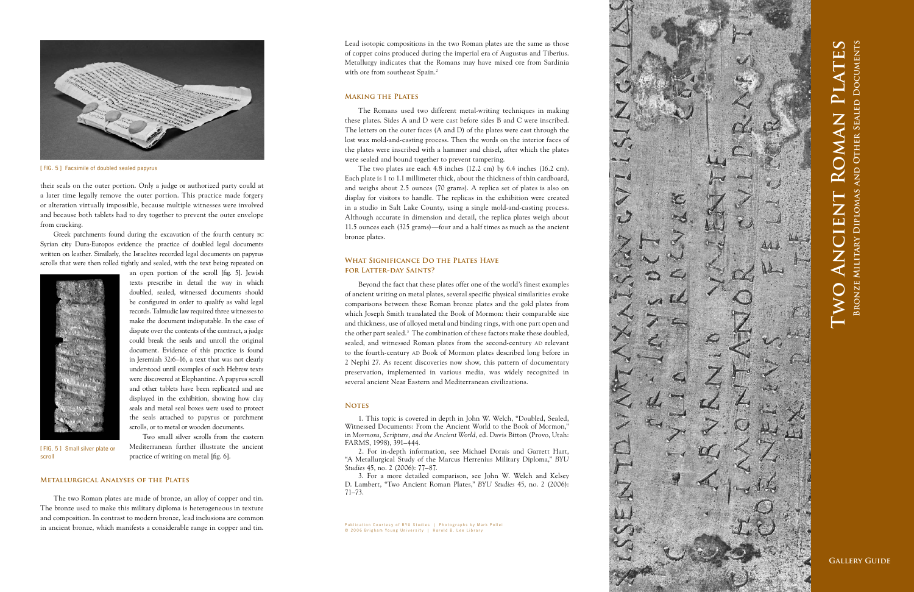[ FIG. 5 ] Facsimile of doubled sealed papyrus

their seals on the outer portion. Only a judge or authorized party could at a later time legally remove the outer portion. This practice made forgery or alteration virtually impossible, because multiple witnesses were involved and because both tablets had to dry together to prevent the outer envelope from cracking.

Greek parchments found during the excavation of the fourth century BC Syrian city Dura-Europos evidence the practice of doubled legal documents written on leather. Similarly, the Israelites recorded legal documents on papyrus scrolls that were then rolled tightly and sealed, with the text being repeated on an open portion of the scroll [fig. 5]. Jewish texts prescribe in detail the way in which doubled, sealed, witnessed documents should be configured in order to qualify as valid legal records. Talmudic law required three witnesses to make the document indisputable. In the case of dispute over the contents of the contract, a judge could break the seals and unroll the original document. Evidence of this practice is found in Jeremiah 32:6–16, a text that was not clearly understood until examples of such Hebrew texts were discovered at Elephantine. A papyrus scroll and other tablets have been replicated and are displayed in the exhibition, showing how clay seals and metal seal boxes were used to protect the seals attached to papyrus or parchment scrolls, or to metal or wooden documents.

Two small silver scrolls from the eastern Mediterranean further illustrate the ancient practice of writing on metal [fig. 6].

[ FIG. 5 ] Small silver plate or scroll

## Metallurgical Analyses of the Plates

The two Roman plates are made of bronze, an alloy of copper and tin. The bronze used to make this military diploma is heterogeneous in texture and composition. In contrast to modern bronze, lead inclusions are common in ancient bronze, which manifests a considerable range in copper and tin. Lead isotopic compositions in the two Roman plates are the same as those of copper coins produced during the imperial era of Augustus and Tiberius. Metallurgy indicates that the Romans may have mixed ore from Sardinia with ore from southeast Spain.[2]

## Making the Plates

The Romans used two different metal-writing techniques in making these plates. Sides A and D were cast before sides B and C were inscribed. The letters on the outer faces (A and D) of the plates were cast through the lost wax mold-and-casting process. Then the words on the interior faces of the plates were inscribed with a hammer and chisel, after which the plates were sealed and bound together to prevent tampering.

The two plates are each 4.8 inches (12.2 cm) by 6.4 inches (16.2 cm). Each plate is 1 to 1.1 millimeter thick, about the thickness of thin cardboard, and weighs about 2.5 ounces (70 grams). A replica set of plates is also on display for visitors to handle. The replicas in the exhibition were created in a studio in Salt Lake County, using a single mold-and-casting process. Although accurate in dimension and detail, the replica plates weigh about 11.5 ounces each (325 grams)—four and a half times as much as the ancient bronze plates.

## What Significance Do the Plates Have for Latter-day Saints?

Beyond the fact that these plates offer one of the world's finest examples of ancient writing on metal plates, several specific physical similarities evoke comparisons between these Roman bronze plates and the gold plates from which Joseph Smith translated the Book of Mormon: their comparable size and thickness, use of alloyed metal and binding rings, with one part open and the other part sealed.[3] The combination of these factors make these doubled, sealed, and witnessed Roman plates from the second-century AD relevant to the fourth-century AD Book of Mormon plates described long before in 2 Nephi 27. As recent discoveries now show, this pattern of documentary preservation, implemented in various media, was widely recognized in several ancient Near Eastern and Mediterranean civilizations.

## Notes

1. This topic is covered in depth in John W. Welch, "Doubled, Sealed, Witnessed Documents: From the Ancient World to the Book of Mormon," in *Mormons, Scripture, and the Ancient World*, ed. Davis Bitton (Provo, Utah: FARMS, 1998), 391–444.

2. For in-depth information, see Michael Dorais and Garrett Hart, "A Metallurgical Study of the Marcus Herrenius Military Diploma," *BYU Studies* 45, no. 2 (2006): 77–87.

3. For a more detailed comparison, see John W. Welch and Kelsey D. Lambert, "Two Ancient Roman Plates," *BYU Studies* 45, no. 2 (2006): 71–73.

Publication Courtesy of BYU Studies | Photographs by Mark Philbrick
© 2006 Brigham Young University | Harold B. Lee Library

# Two Ancient Roman Plates

## Bronze Military Diplomas and Other Sealed Documents

Gallery Guide